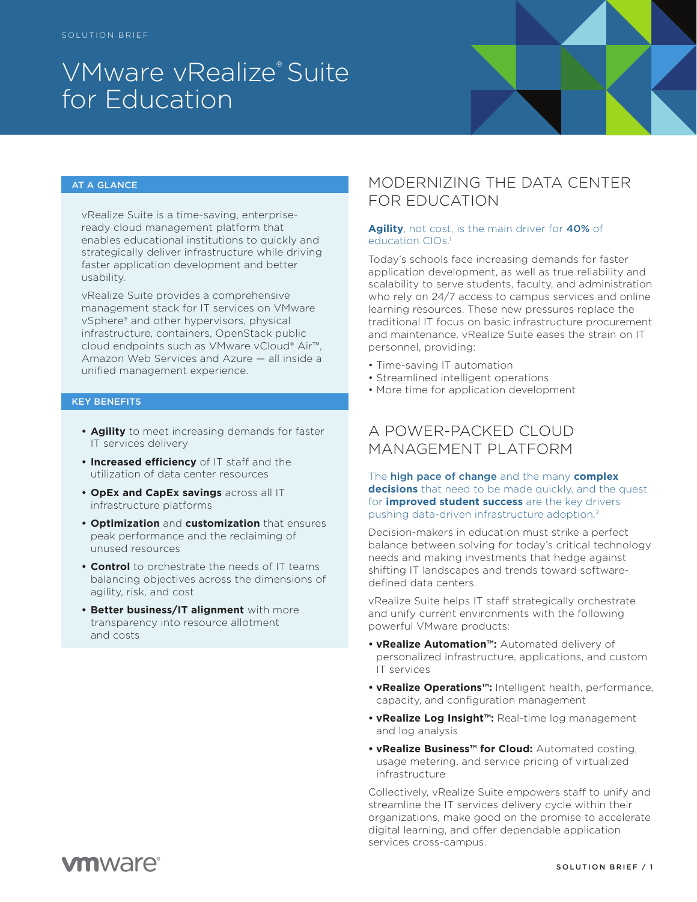SOLUTION BRIEF

# VMware vRealize® Suite for Education

## AT A GLANCE

vRealize Suite is a time-saving, enterprise-ready cloud management platform that enables educational institutions to quickly and strategically deliver infrastructure while driving faster application development and better usability.

vRealize Suite provides a comprehensive management stack for IT services on VMware vSphere® and other hypervisors, physical infrastructure, containers, OpenStack public cloud endpoints such as VMware vCloud® Air™, Amazon Web Services and Azure — all inside a unified management experience.

## KEY BENEFITS

- **Agility** to meet increasing demands for faster IT services delivery
- **Increased efficiency** of IT staff and the utilization of data center resources
- **OpEx and CapEx savings** across all IT infrastructure platforms
- **Optimization** and **customization** that ensures peak performance and the reclaiming of unused resources
- **Control** to orchestrate the needs of IT teams balancing objectives across the dimensions of agility, risk, and cost
- **Better business/IT alignment** with more transparency into resource allotment and costs

## MODERNIZING THE DATA CENTER FOR EDUCATION

**Agility**, not cost, is the main driver for **40%** of education CIOs.[1]

Today's schools face increasing demands for faster application development, as well as true reliability and scalability to serve students, faculty, and administration who rely on 24/7 access to campus services and online learning resources. These new pressures replace the traditional IT focus on basic infrastructure procurement and maintenance. vRealize Suite eases the strain on IT personnel, providing:

- Time-saving IT automation
- Streamlined intelligent operations
- More time for application development

## A POWER-PACKED CLOUD MANAGEMENT PLATFORM

The **high pace of change** and the many **complex decisions** that need to be made quickly, and the quest for **improved student success** are the key drivers pushing data-driven infrastructure adoption.[2]

Decision-makers in education must strike a perfect balance between solving for today's critical technology needs and making investments that hedge against shifting IT landscapes and trends toward software-defined data centers.

vRealize Suite helps IT staff strategically orchestrate and unify current environments with the following powerful VMware products:

- **vRealize Automation™:** Automated delivery of personalized infrastructure, applications, and custom IT services
- **vRealize Operations™:** Intelligent health, performance, capacity, and configuration management
- **vRealize Log Insight™:** Real-time log management and log analysis
- **vRealize Business™ for Cloud:** Automated costing, usage metering, and service pricing of virtualized infrastructure

Collectively, vRealize Suite empowers staff to unify and streamline the IT services delivery cycle within their organizations, make good on the promise to accelerate digital learning, and offer dependable application services cross-campus.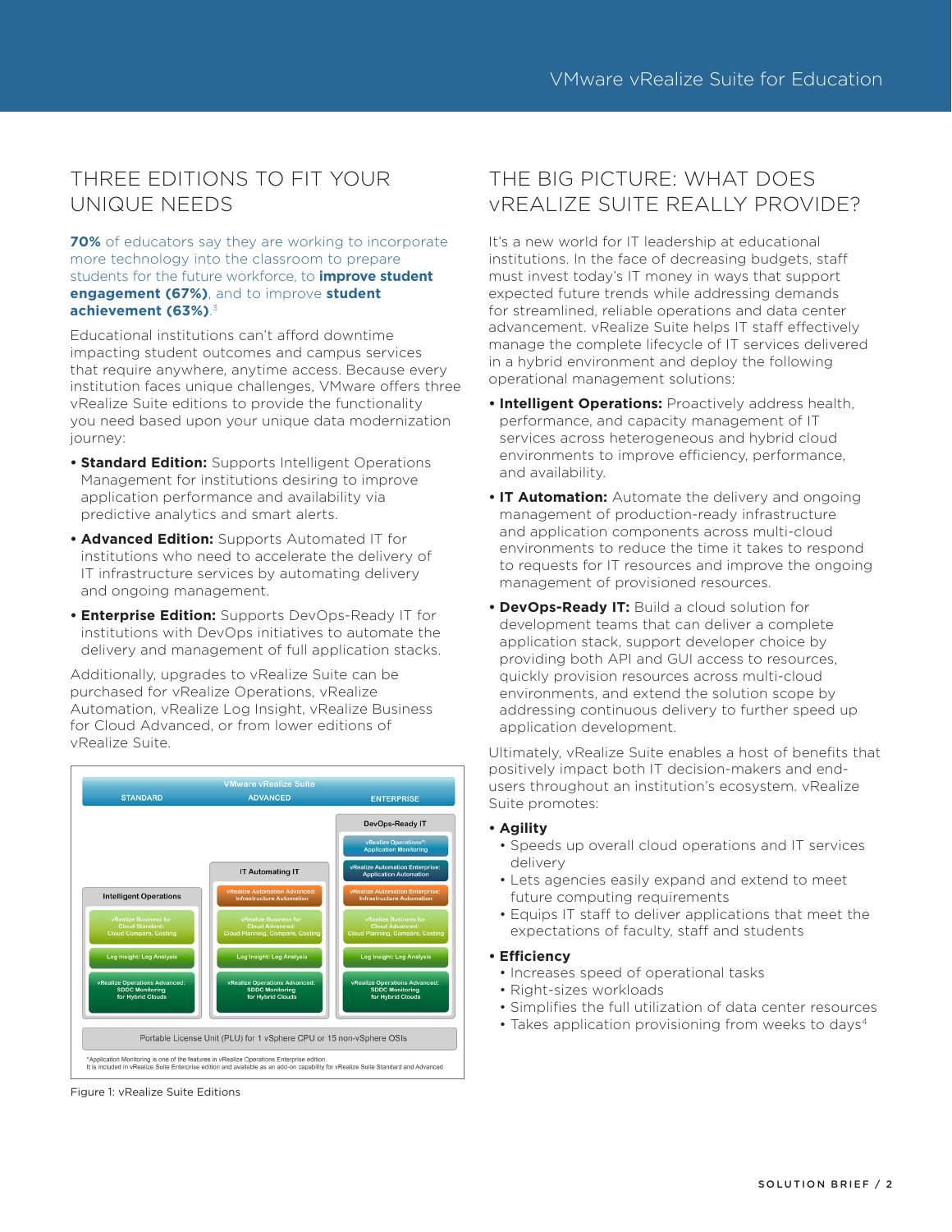## THREE EDITIONS TO FIT YOUR UNIQUE NEEDS

**70%** of educators say they are working to incorporate more technology into the classroom to prepare students for the future workforce, to **improve student engagement (67%)**, and to improve **student achievement (63%)**.[3]

Educational institutions can't afford downtime impacting student outcomes and campus services that require anywhere, anytime access. Because every institution faces unique challenges, VMware offers three vRealize Suite editions to provide the functionality you need based upon your unique data modernization journey:

- **Standard Edition:** Supports Intelligent Operations Management for institutions desiring to improve application performance and availability via predictive analytics and smart alerts.
- **Advanced Edition:** Supports Automated IT for institutions who need to accelerate the delivery of IT infrastructure services by automating delivery and ongoing management.
- **Enterprise Edition:** Supports DevOps-Ready IT for institutions with DevOps initiatives to automate the delivery and management of full application stacks.

Additionally, upgrades to vRealize Suite can be purchased for vRealize Operations, vRealize Automation, vRealize Log Insight, vRealize Business for Cloud Advanced, or from lower editions of vRealize Suite.

**VMware vRealize Suite**

| STANDARD | ADVANCED | ENTERPRISE |
| --- | --- | --- |
| | | DevOps-Ready IT |
| | | vRealize Operations*: Application Monitoring |
| | IT Automating IT | vRealize Automation Enterprise: Application Automation |
| Intelligent Operations | vRealize Automation Advanced: Infrastructure Automation | vRealize Automation Enterprise: Infrastructure Automation |
| vRealize Business for Cloud Standard: Cloud Compare, Costing | vRealize Business for Cloud Advanced: Cloud Planning, Compare, Costing | vRealize Business for Cloud Advanced: Cloud Planning, Compare, Costing |
| Log Insight: Log Analysis | Log Insight: Log Analysis | Log Insight: Log Analysis |
| vRealize Operations Advanced: SDDC Monitoring for Hybrid Clouds | vRealize Operations Advanced: SDDC Monitoring for Hybrid Clouds | vRealize Operations Advanced: SDDC Monitoring for Hybrid Clouds |

Portable License Unit (PLU) for 1 vSphere CPU or 15 non-vSphere OSIs

*Application Monitoring is one of the features in vRealize Operations Enterprise edition. It is included in vRealize Suite Enterprise edition and available as an add-on capability for vRealize Suite Standard and Advanced

Figure 1: vRealize Suite Editions

## THE BIG PICTURE: WHAT DOES vREALIZE SUITE REALLY PROVIDE?

It's a new world for IT leadership at educational institutions. In the face of decreasing budgets, staff must invest today's IT money in ways that support expected future trends while addressing demands for streamlined, reliable operations and data center advancement. vRealize Suite helps IT staff effectively manage the complete lifecycle of IT services delivered in a hybrid environment and deploy the following operational management solutions:

- **Intelligent Operations:** Proactively address health, performance, and capacity management of IT services across heterogeneous and hybrid cloud environments to improve efficiency, performance, and availability.
- **IT Automation:** Automate the delivery and ongoing management of production-ready infrastructure and application components across multi-cloud environments to reduce the time it takes to respond to requests for IT resources and improve the ongoing management of provisioned resources.
- **DevOps-Ready IT:** Build a cloud solution for development teams that can deliver a complete application stack, support developer choice by providing both API and GUI access to resources, quickly provision resources across multi-cloud environments, and extend the solution scope by addressing continuous delivery to further speed up application development.

Ultimately, vRealize Suite enables a host of benefits that positively impact both IT decision-makers and end-users throughout an institution's ecosystem. vRealize Suite promotes:

- **Agility**
  - Speeds up overall cloud operations and IT services delivery
  - Lets agencies easily expand and extend to meet future computing requirements
  - Equips IT staff to deliver applications that meet the expectations of faculty, staff and students
- **Efficiency**
  - Increases speed of operational tasks
  - Right-sizes workloads
  - Simplifies the full utilization of data center resources
  - Takes application provisioning from weeks to days[4]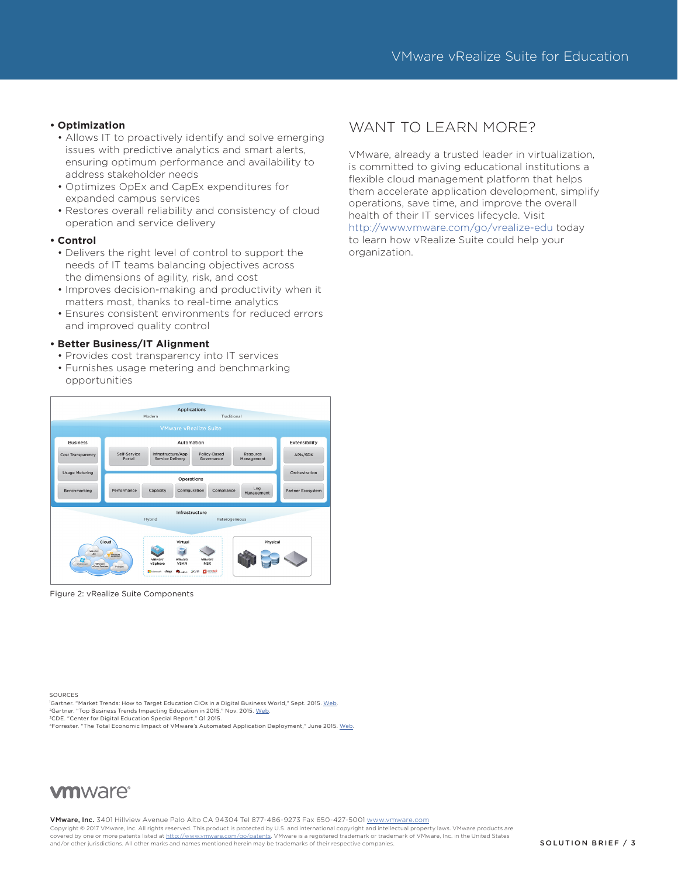- **Optimization**
  - Allows IT to proactively identify and solve emerging issues with predictive analytics and smart alerts, ensuring optimum performance and availability to address stakeholder needs
  - Optimizes OpEx and CapEx expenditures for expanded campus services
  - Restores overall reliability and consistency of cloud operation and service delivery
- **Control**
  - Delivers the right level of control to support the needs of IT teams balancing objectives across the dimensions of agility, risk, and cost
  - Improves decision-making and productivity when it matters most, thanks to real-time analytics
  - Ensures consistent environments for reduced errors and improved quality control
- **Better Business/IT Alignment**
  - Provides cost transparency into IT services
  - Furnishes usage metering and benchmarking opportunities

Applications
Modern
Traditional
VMware vRealize Suite
Business
Cost Transparency
Usage Metering
Benchmarking
Automation
Self-Service Portal
Infrastructure/App Service Delivery
Policy-Based Governance
Resource Management
Operations
Performance
Capacity
Configuration
Compliance
Log Management
Extensibility
APIs/SDK
Orchestration
Partner Ecosystem
Infrastructure
Hybrid
Heterogeneous
Cloud
Private
Virtual
vSphere
VSAN
NSX
Physical

Figure 2: vRealize Suite Components

## WANT TO LEARN MORE?

VMware, already a trusted leader in virtualization, is committed to giving educational institutions a flexible cloud management platform that helps them accelerate application development, simplify operations, save time, and improve the overall health of their IT services lifecycle. Visit http://www.vmware.com/go/vrealize-edu today to learn how vRealize Suite could help your organization.

SOURCES
[1]Gartner. "Market Trends: How to Target Education CIOs in a Digital Business World," Sept. 2015. Web.
[2]Gartner. "Top Business Trends Impacting Education in 2015." Nov. 2015. Web.
[3]CDE. "Center for Digital Education Special Report." Q1 2015.
[4]Forrester. "The Total Economic Impact of VMware's Automated Application Deployment," June 2015. Web.

**VMware, Inc.** 3401 Hillview Avenue Palo Alto CA 94304 Tel 877-486-9273 Fax 650-427-5001 www.vmware.com
Copyright © 2017 VMware, Inc. All rights reserved. This product is protected by U.S. and international copyright and intellectual property laws. VMware products are covered by one or more patents listed at http://www.vmware.com/go/patents. VMware is a registered trademark or trademark of VMware, Inc. in the United States and/or other jurisdictions. All other marks and names mentioned herein may be trademarks of their respective companies.